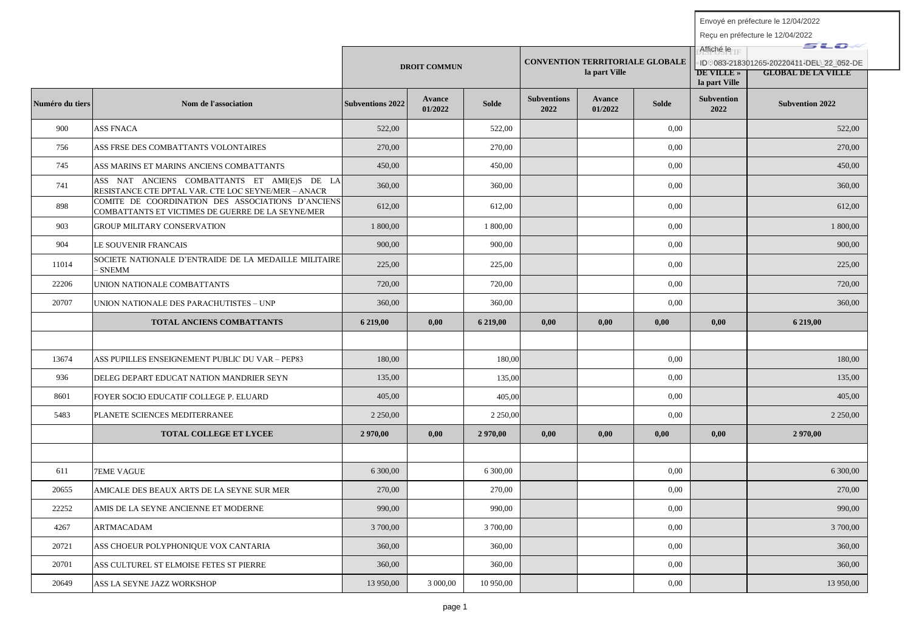Envoyé en préfecture le 12/04/2022

Reçu en préfecture le 12/04/2022

Affiché le

ID : 083-218301265-20220411-DEL_22_052-DE

| Numéro du tiers | Nom de l'association | DROIT COMMUN | | | CONVENTION TERRITORIALE GLOBALE la part Ville | | | DISPOSITIF DE VILLE » la part Ville | GLOBAL DE LA VILLE |
|---|---|---|---|---|---|---|---|---|---|
| | | Subventions 2022 | Avance 01/2022 | Solde | Subventions 2022 | Avance 01/2022 | Solde | Subvention 2022 | Subvention 2022 |
| 900 | ASS FNACA | 522,00 | | 522,00 | | | 0,00 | | 522,00 |
| 756 | ASS FRSE DES COMBATTANTS VOLONTAIRES | 270,00 | | 270,00 | | | 0,00 | | 270,00 |
| 745 | ASS MARINS ET MARINS ANCIENS COMBATTANTS | 450,00 | | 450,00 | | | 0,00 | | 450,00 |
| 741 | ASS NAT ANCIENS COMBATTANTS ET AMI(E)S DE LA RESISTANCE CTE DPTAL VAR. CTE LOC SEYNE/MER – ANACR | 360,00 | | 360,00 | | | 0,00 | | 360,00 |
| 898 | COMITE DE COORDINATION DES ASSOCIATIONS D'ANCIENS COMBATTANTS ET VICTIMES DE GUERRE DE LA SEYNE/MER | 612,00 | | 612,00 | | | 0,00 | | 612,00 |
| 903 | GROUP MILITARY CONSERVATION | 1 800,00 | | 1 800,00 | | | 0,00 | | 1 800,00 |
| 904 | LE SOUVENIR FRANCAIS | 900,00 | | 900,00 | | | 0,00 | | 900,00 |
| 11014 | SOCIETE NATIONALE D'ENTRAIDE DE LA MEDAILLE MILITAIRE – SNEMM | 225,00 | | 225,00 | | | 0,00 | | 225,00 |
| 22206 | UNION NATIONALE COMBATTANTS | 720,00 | | 720,00 | | | 0,00 | | 720,00 |
| 20707 | UNION NATIONALE DES PARACHUTISTES – UNP | 360,00 | | 360,00 | | | 0,00 | | 360,00 |
| | **TOTAL ANCIENS COMBATTANTS** | **6 219,00** | **0,00** | **6 219,00** | **0,00** | **0,00** | **0,00** | **0,00** | **6 219,00** |
| | | | | | | | | | |
| 13674 | ASS PUPILLES ENSEIGNEMENT PUBLIC DU VAR – PEP83 | 180,00 | | 180,00 | | | 0,00 | | 180,00 |
| 936 | DELEG DEPART EDUCAT NATION MANDRIER SEYN | 135,00 | | 135,00 | | | 0,00 | | 135,00 |
| 8601 | FOYER SOCIO EDUCATIF COLLEGE P. ELUARD | 405,00 | | 405,00 | | | 0,00 | | 405,00 |
| 5483 | PLANETE SCIENCES MEDITERRANEE | 2 250,00 | | 2 250,00 | | | 0,00 | | 2 250,00 |
| | **TOTAL COLLEGE ET LYCEE** | **2 970,00** | **0,00** | **2 970,00** | **0,00** | **0,00** | **0,00** | **0,00** | **2 970,00** |
| | | | | | | | | | |
| 611 | 7EME VAGUE | 6 300,00 | | 6 300,00 | | | 0,00 | | 6 300,00 |
| 20655 | AMICALE DES BEAUX ARTS DE LA SEYNE SUR MER | 270,00 | | 270,00 | | | 0,00 | | 270,00 |
| 22252 | AMIS DE LA SEYNE ANCIENNE ET MODERNE | 990,00 | | 990,00 | | | 0,00 | | 990,00 |
| 4267 | ARTMACADAM | 3 700,00 | | 3 700,00 | | | 0,00 | | 3 700,00 |
| 20721 | ASS CHOEUR POLYPHONIQUE VOX CANTARIA | 360,00 | | 360,00 | | | 0,00 | | 360,00 |
| 20701 | ASS CULTUREL ST ELMOISE FETES ST PIERRE | 360,00 | | 360,00 | | | 0,00 | | 360,00 |
| 20649 | ASS LA SEYNE JAZZ WORKSHOP | 13 950,00 | 3 000,00 | 10 950,00 | | | 0,00 | | 13 950,00 |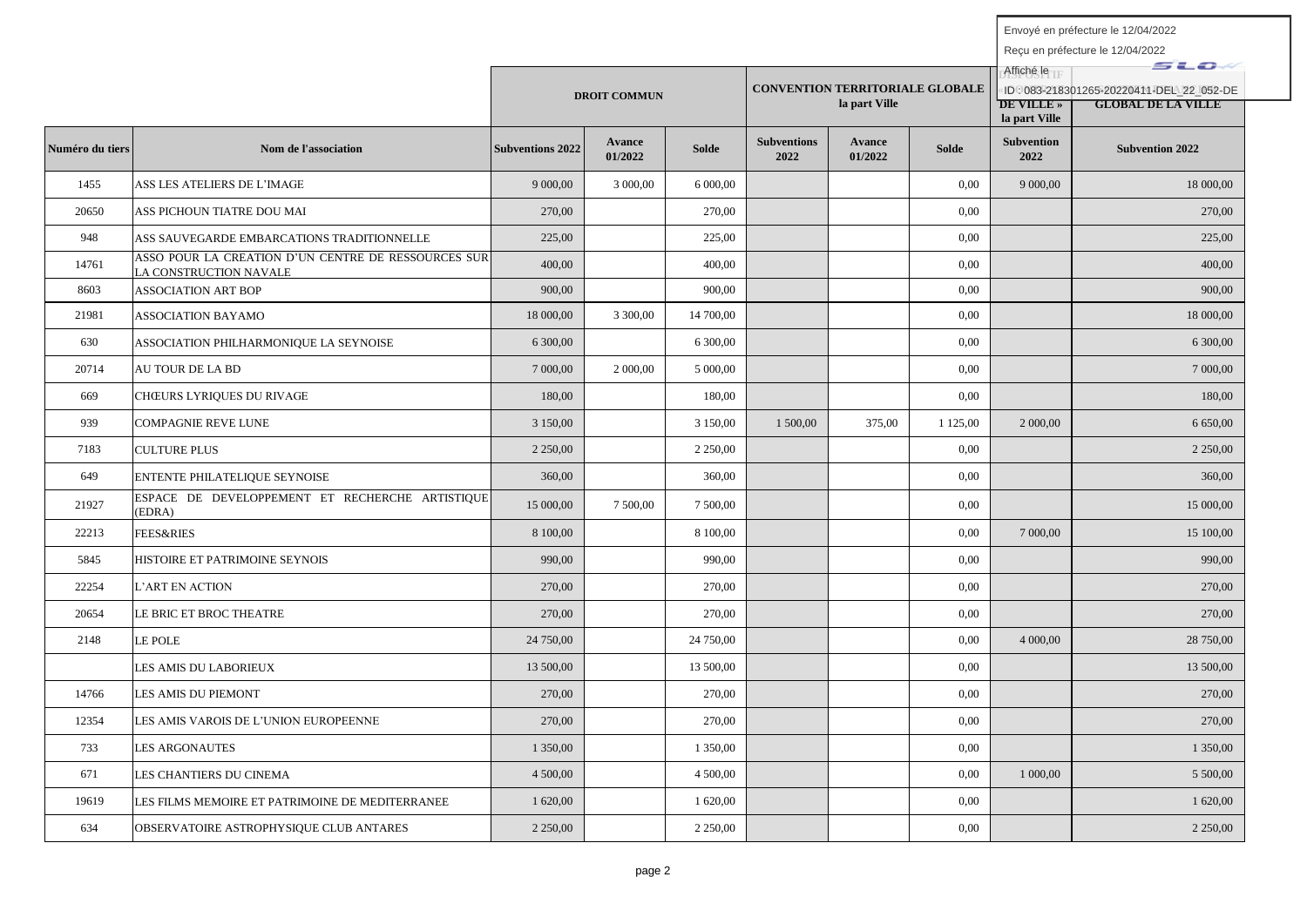Envoyé en préfecture le 12/04/2022

Reçu en préfecture le 12/04/2022

Affiché le

ID : 083-218301265-20220411-DEL_22_052-DE

| | | DROIT COMMUN | | | CONVENTION TERRITORIALE GLOBALE la part Ville | | | DISPOSITIF « DE VILLE » la part Ville | GLOBAL DE LA VILLE |
|---|---|---|---|---|---|---|---|---|---|
| Numéro du tiers | Nom de l'association | Subventions 2022 | Avance 01/2022 | Solde | Subventions 2022 | Avance 01/2022 | Solde | Subvention 2022 | Subvention 2022 |
| 1455 | ASS LES ATELIERS DE L'IMAGE | 9 000,00 | 3 000,00 | 6 000,00 | | | 0,00 | 9 000,00 | 18 000,00 |
| 20650 | ASS PICHOUN TIATRE DOU MAI | 270,00 | | 270,00 | | | 0,00 | | 270,00 |
| 948 | ASS SAUVEGARDE EMBARCATIONS TRADITIONNELLE | 225,00 | | 225,00 | | | 0,00 | | 225,00 |
| 14761 | ASSO POUR LA CREATION D'UN CENTRE DE RESSOURCES SUR LA CONSTRUCTION NAVALE | 400,00 | | 400,00 | | | 0,00 | | 400,00 |
| 8603 | ASSOCIATION ART BOP | 900,00 | | 900,00 | | | 0,00 | | 900,00 |
| 21981 | ASSOCIATION BAYAMO | 18 000,00 | 3 300,00 | 14 700,00 | | | 0,00 | | 18 000,00 |
| 630 | ASSOCIATION PHILHARMONIQUE LA SEYNOISE | 6 300,00 | | 6 300,00 | | | 0,00 | | 6 300,00 |
| 20714 | AU TOUR DE LA BD | 7 000,00 | 2 000,00 | 5 000,00 | | | 0,00 | | 7 000,00 |
| 669 | CHŒURS LYRIQUES DU RIVAGE | 180,00 | | 180,00 | | | 0,00 | | 180,00 |
| 939 | COMPAGNIE REVE LUNE | 3 150,00 | | 3 150,00 | 1 500,00 | 375,00 | 1 125,00 | 2 000,00 | 6 650,00 |
| 7183 | CULTURE PLUS | 2 250,00 | | 2 250,00 | | | 0,00 | | 2 250,00 |
| 649 | ENTENTE PHILATELIQUE SEYNOISE | 360,00 | | 360,00 | | | 0,00 | | 360,00 |
| 21927 | ESPACE DE DEVELOPPEMENT ET RECHERCHE ARTISTIQUE (EDRA) | 15 000,00 | 7 500,00 | 7 500,00 | | | 0,00 | | 15 000,00 |
| 22213 | FEES&RIES | 8 100,00 | | 8 100,00 | | | 0,00 | 7 000,00 | 15 100,00 |
| 5845 | HISTOIRE ET PATRIMOINE SEYNOIS | 990,00 | | 990,00 | | | 0,00 | | 990,00 |
| 22254 | L'ART EN ACTION | 270,00 | | 270,00 | | | 0,00 | | 270,00 |
| 20654 | LE BRIC ET BROC THEATRE | 270,00 | | 270,00 | | | 0,00 | | 270,00 |
| 2148 | LE POLE | 24 750,00 | | 24 750,00 | | | 0,00 | 4 000,00 | 28 750,00 |
| | LES AMIS DU LABORIEUX | 13 500,00 | | 13 500,00 | | | 0,00 | | 13 500,00 |
| 14766 | LES AMIS DU PIEMONT | 270,00 | | 270,00 | | | 0,00 | | 270,00 |
| 12354 | LES AMIS VAROIS DE L'UNION EUROPEENNE | 270,00 | | 270,00 | | | 0,00 | | 270,00 |
| 733 | LES ARGONAUTES | 1 350,00 | | 1 350,00 | | | 0,00 | | 1 350,00 |
| 671 | LES CHANTIERS DU CINEMA | 4 500,00 | | 4 500,00 | | | 0,00 | 1 000,00 | 5 500,00 |
| 19619 | LES FILMS MEMOIRE ET PATRIMOINE DE MEDITERRANEE | 1 620,00 | | 1 620,00 | | | 0,00 | | 1 620,00 |
| 634 | OBSERVATOIRE ASTROPHYSIQUE CLUB ANTARES | 2 250,00 | | 2 250,00 | | | 0,00 | | 2 250,00 |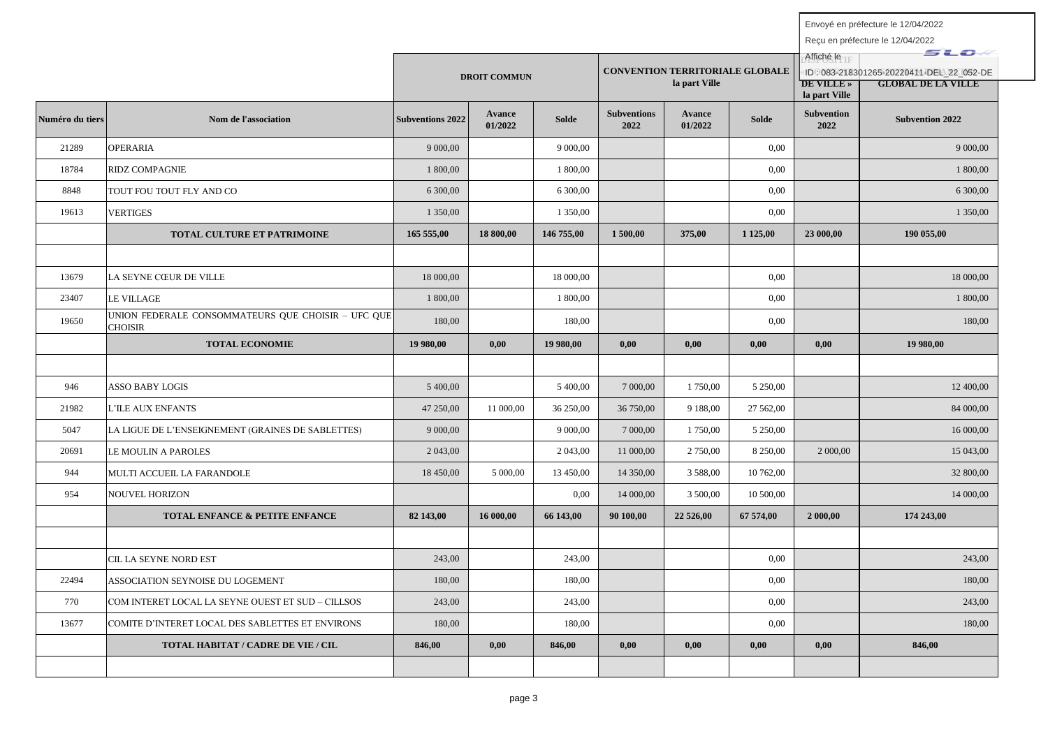Envoyé en préfecture le 12/04/2022

Reçu en préfecture le 12/04/2022

Affiché le

ID : 083-218301265-20220411-DEL_22_052-DE

| | | DROIT COMMUN | | | CONVENTION TERRITORIALE GLOBALE la part Ville | | | DISPOSITIF « DE VILLE » la part Ville | GLOBAL DE LA VILLE |
|---|---|---|---|---|---|---|---|---|---|
| Numéro du tiers | Nom de l'association | Subventions 2022 | Avance 01/2022 | Solde | Subventions 2022 | Avance 01/2022 | Solde | Subvention 2022 | Subvention 2022 |
| 21289 | OPERARIA | 9 000,00 | | 9 000,00 | | | 0,00 | | 9 000,00 |
| 18784 | RIDZ COMPAGNIE | 1 800,00 | | 1 800,00 | | | 0,00 | | 1 800,00 |
| 8848 | TOUT FOU TOUT FLY AND CO | 6 300,00 | | 6 300,00 | | | 0,00 | | 6 300,00 |
| 19613 | VERTIGES | 1 350,00 | | 1 350,00 | | | 0,00 | | 1 350,00 |
| | **TOTAL CULTURE ET PATRIMOINE** | **165 555,00** | **18 800,00** | **146 755,00** | **1 500,00** | **375,00** | **1 125,00** | **23 000,00** | **190 055,00** |
| | | | | | | | | | |
| 13679 | LA SEYNE CŒUR DE VILLE | 18 000,00 | | 18 000,00 | | | 0,00 | | 18 000,00 |
| 23407 | LE VILLAGE | 1 800,00 | | 1 800,00 | | | 0,00 | | 1 800,00 |
| 19650 | UNION FEDERALE CONSOMMATEURS QUE CHOISIR – UFC QUE CHOISIR | 180,00 | | 180,00 | | | 0,00 | | 180,00 |
| | **TOTAL ECONOMIE** | **19 980,00** | **0,00** | **19 980,00** | **0,00** | **0,00** | **0,00** | **0,00** | **19 980,00** |
| | | | | | | | | | |
| 946 | ASSO BABY LOGIS | 5 400,00 | | 5 400,00 | 7 000,00 | 1 750,00 | 5 250,00 | | 12 400,00 |
| 21982 | L'ILE AUX ENFANTS | 47 250,00 | 11 000,00 | 36 250,00 | 36 750,00 | 9 188,00 | 27 562,00 | | 84 000,00 |
| 5047 | LA LIGUE DE L'ENSEIGNEMENT (GRAINES DE SABLETTES) | 9 000,00 | | 9 000,00 | 7 000,00 | 1 750,00 | 5 250,00 | | 16 000,00 |
| 20691 | LE MOULIN A PAROLES | 2 043,00 | | 2 043,00 | 11 000,00 | 2 750,00 | 8 250,00 | 2 000,00 | 15 043,00 |
| 944 | MULTI ACCUEIL LA FARANDOLE | 18 450,00 | 5 000,00 | 13 450,00 | 14 350,00 | 3 588,00 | 10 762,00 | | 32 800,00 |
| 954 | NOUVEL HORIZON | | | 0,00 | 14 000,00 | 3 500,00 | 10 500,00 | | 14 000,00 |
| | **TOTAL ENFANCE & PETITE ENFANCE** | **82 143,00** | **16 000,00** | **66 143,00** | **90 100,00** | **22 526,00** | **67 574,00** | **2 000,00** | **174 243,00** |
| | | | | | | | | | |
| | CIL LA SEYNE NORD EST | 243,00 | | 243,00 | | | 0,00 | | 243,00 |
| 22494 | ASSOCIATION SEYNOISE DU LOGEMENT | 180,00 | | 180,00 | | | 0,00 | | 180,00 |
| 770 | COM INTERET LOCAL LA SEYNE OUEST ET SUD – CILLSOS | 243,00 | | 243,00 | | | 0,00 | | 243,00 |
| 13677 | COMITE D'INTERET LOCAL DES SABLETTES ET ENVIRONS | 180,00 | | 180,00 | | | 0,00 | | 180,00 |
| | **TOTAL HABITAT / CADRE DE VIE / CIL** | **846,00** | **0,00** | **846,00** | **0,00** | **0,00** | **0,00** | **0,00** | **846,00** |
| | | | | | | | | | |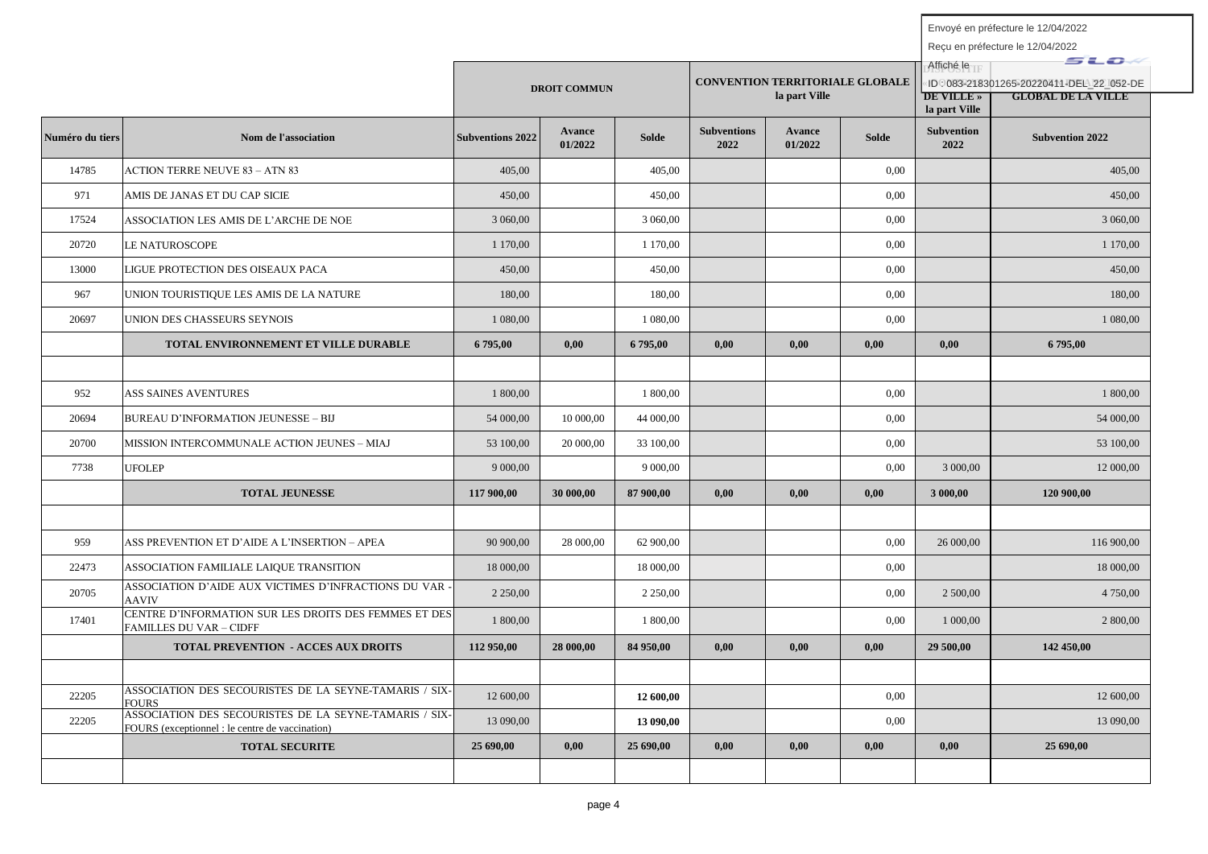Envoyé en préfecture le 12/04/2022

Reçu en préfecture le 12/04/2022

Affiché le

ID : 083-218301265-20220411-DEL_22_052-DE

| | | DROIT COMMUN | | | CONVENTION TERRITORIALE GLOBALE la part Ville | | | DISPOSITIF DE VILLE » la part Ville | GLOBAL DE LA VILLE |
|---|---|---|---|---|---|---|---|---|---|
| Numéro du tiers | Nom de l'association | Subventions 2022 | Avance 01/2022 | Solde | Subventions 2022 | Avance 01/2022 | Solde | Subvention 2022 | Subvention 2022 |
| 14785 | ACTION TERRE NEUVE 83 – ATN 83 | 405,00 | | 405,00 | | | 0,00 | | 405,00 |
| 971 | AMIS DE JANAS ET DU CAP SICIE | 450,00 | | 450,00 | | | 0,00 | | 450,00 |
| 17524 | ASSOCIATION LES AMIS DE L'ARCHE DE NOE | 3 060,00 | | 3 060,00 | | | 0,00 | | 3 060,00 |
| 20720 | LE NATUROSCOPE | 1 170,00 | | 1 170,00 | | | 0,00 | | 1 170,00 |
| 13000 | LIGUE PROTECTION DES OISEAUX PACA | 450,00 | | 450,00 | | | 0,00 | | 450,00 |
| 967 | UNION TOURISTIQUE LES AMIS DE LA NATURE | 180,00 | | 180,00 | | | 0,00 | | 180,00 |
| 20697 | UNION DES CHASSEURS SEYNOIS | 1 080,00 | | 1 080,00 | | | 0,00 | | 1 080,00 |
| | **TOTAL ENVIRONNEMENT ET VILLE DURABLE** | **6 795,00** | **0,00** | **6 795,00** | **0,00** | **0,00** | **0,00** | **0,00** | **6 795,00** |
| | | | | | | | | | |
| 952 | ASS SAINES AVENTURES | 1 800,00 | | 1 800,00 | | | 0,00 | | 1 800,00 |
| 20694 | BUREAU D'INFORMATION JEUNESSE – BIJ | 54 000,00 | 10 000,00 | 44 000,00 | | | 0,00 | | 54 000,00 |
| 20700 | MISSION INTERCOMMUNALE ACTION JEUNES – MIAJ | 53 100,00 | 20 000,00 | 33 100,00 | | | 0,00 | | 53 100,00 |
| 7738 | UFOLEP | 9 000,00 | | 9 000,00 | | | 0,00 | 3 000,00 | 12 000,00 |
| | **TOTAL JEUNESSE** | **117 900,00** | **30 000,00** | **87 900,00** | **0,00** | **0,00** | **0,00** | **3 000,00** | **120 900,00** |
| | | | | | | | | | |
| 959 | ASS PREVENTION ET D'AIDE A L'INSERTION – APEA | 90 900,00 | 28 000,00 | 62 900,00 | | | 0,00 | 26 000,00 | 116 900,00 |
| 22473 | ASSOCIATION FAMILIALE LAIQUE TRANSITION | 18 000,00 | | 18 000,00 | | | 0,00 | | 18 000,00 |
| 20705 | ASSOCIATION D'AIDE AUX VICTIMES D'INFRACTIONS DU VAR - AAVIV | 2 250,00 | | 2 250,00 | | | 0,00 | 2 500,00 | 4 750,00 |
| 17401 | CENTRE D'INFORMATION SUR LES DROITS DES FEMMES ET DES FAMILLES DU VAR – CIDFF | 1 800,00 | | 1 800,00 | | | 0,00 | 1 000,00 | 2 800,00 |
| | **TOTAL PREVENTION - ACCES AUX DROITS** | **112 950,00** | **28 000,00** | **84 950,00** | **0,00** | **0,00** | **0,00** | **29 500,00** | **142 450,00** |
| | | | | | | | | | |
| 22205 | ASSOCIATION DES SECOURISTES DE LA SEYNE-TAMARIS / SIX-FOURS | 12 600,00 | | **12 600,00** | | | 0,00 | | 12 600,00 |
| 22205 | ASSOCIATION DES SECOURISTES DE LA SEYNE-TAMARIS / SIX-FOURS (exceptionnel : le centre de vaccination) | 13 090,00 | | **13 090,00** | | | 0,00 | | 13 090,00 |
| | **TOTAL SECURITE** | **25 690,00** | **0,00** | **25 690,00** | **0,00** | **0,00** | **0,00** | **0,00** | **25 690,00** |
| | | | | | | | | | |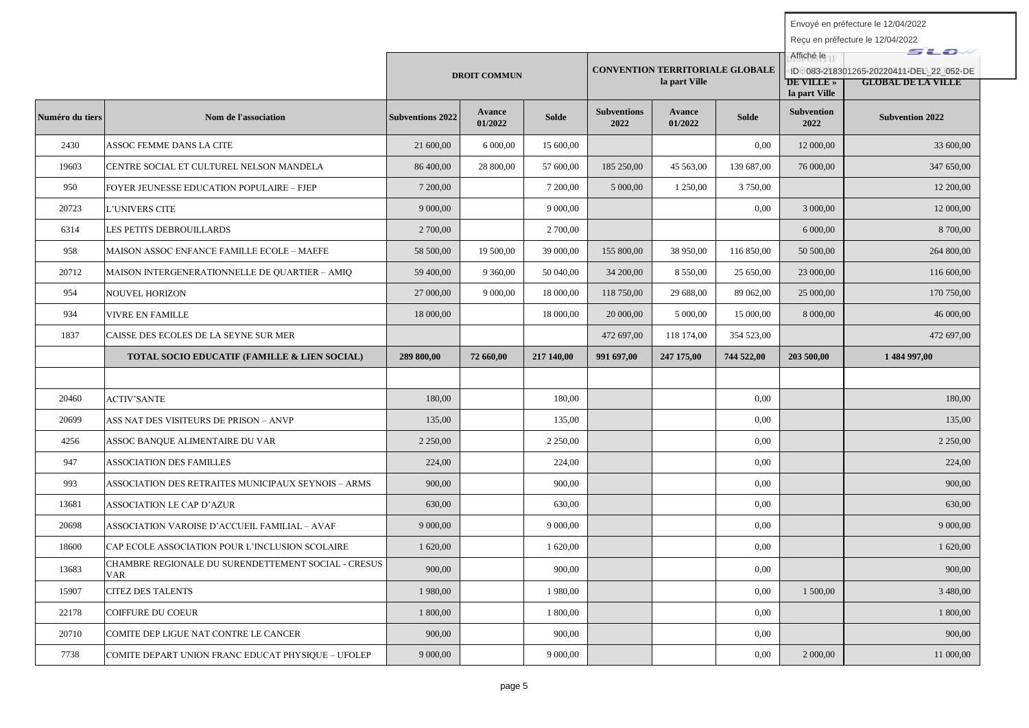Envoyé en préfecture le 12/04/2022

Reçu en préfecture le 12/04/2022

Affiché le

ID : 083-218301265-20220411-DEL_22_052-DE

| Numéro du tiers | Nom de l'association | DROIT COMMUN | | | CONVENTION TERRITORIALE GLOBALE la part Ville | | | DISPOSITIF « DE VILLE » la part Ville | GLOBAL DE LA VILLE |
|---|---|---|---|---|---|---|---|---|---|
| | | Subventions 2022 | Avance 01/2022 | Solde | Subventions 2022 | Avance 01/2022 | Solde | Subvention 2022 | Subvention 2022 |
| 2430 | ASSOC FEMME DANS LA CITE | 21 600,00 | 6 000,00 | 15 600,00 | | | 0,00 | 12 000,00 | 33 600,00 |
| 19603 | CENTRE SOCIAL ET CULTUREL NELSON MANDELA | 86 400,00 | 28 800,00 | 57 600,00 | 185 250,00 | 45 563,00 | 139 687,00 | 76 000,00 | 347 650,00 |
| 950 | FOYER JEUNESSE EDUCATION POPULAIRE – FJEP | 7 200,00 | | 7 200,00 | 5 000,00 | 1 250,00 | 3 750,00 | | 12 200,00 |
| 20723 | L'UNIVERS CITE | 9 000,00 | | 9 000,00 | | | 0,00 | 3 000,00 | 12 000,00 |
| 6314 | LES PETITS DEBROUILLARDS | 2 700,00 | | 2 700,00 | | | | 6 000,00 | 8 700,00 |
| 958 | MAISON ASSOC ENFANCE FAMILLE ECOLE – MAEFE | 58 500,00 | 19 500,00 | 39 000,00 | 155 800,00 | 38 950,00 | 116 850,00 | 50 500,00 | 264 800,00 |
| 20712 | MAISON INTERGENERATIONNELLE DE QUARTIER – AMIQ | 59 400,00 | 9 360,00 | 50 040,00 | 34 200,00 | 8 550,00 | 25 650,00 | 23 000,00 | 116 600,00 |
| 954 | NOUVEL HORIZON | 27 000,00 | 9 000,00 | 18 000,00 | 118 750,00 | 29 688,00 | 89 062,00 | 25 000,00 | 170 750,00 |
| 934 | VIVRE EN FAMILLE | 18 000,00 | | 18 000,00 | 20 000,00 | 5 000,00 | 15 000,00 | 8 000,00 | 46 000,00 |
| 1837 | CAISSE DES ECOLES DE LA SEYNE SUR MER | | | | 472 697,00 | 118 174,00 | 354 523,00 | | 472 697,00 |
| | **TOTAL SOCIO EDUCATIF (FAMILLE & LIEN SOCIAL)** | **289 800,00** | **72 660,00** | **217 140,00** | **991 697,00** | **247 175,00** | **744 522,00** | **203 500,00** | **1 484 997,00** |
| | | | | | | | | | |
| 20460 | ACTIV'SANTE | 180,00 | | 180,00 | | | 0,00 | | 180,00 |
| 20699 | ASS NAT DES VISITEURS DE PRISON – ANVP | 135,00 | | 135,00 | | | 0,00 | | 135,00 |
| 4256 | ASSOC BANQUE ALIMENTAIRE DU VAR | 2 250,00 | | 2 250,00 | | | 0,00 | | 2 250,00 |
| 947 | ASSOCIATION DES FAMILLES | 224,00 | | 224,00 | | | 0,00 | | 224,00 |
| 993 | ASSOCIATION DES RETRAITES MUNICIPAUX SEYNOIS – ARMS | 900,00 | | 900,00 | | | 0,00 | | 900,00 |
| 13681 | ASSOCIATION LE CAP D'AZUR | 630,00 | | 630,00 | | | 0,00 | | 630,00 |
| 20698 | ASSOCIATION VAROISE D'ACCUEIL FAMILIAL – AVAF | 9 000,00 | | 9 000,00 | | | 0,00 | | 9 000,00 |
| 18600 | CAP ECOLE ASSOCIATION POUR L'INCLUSION SCOLAIRE | 1 620,00 | | 1 620,00 | | | 0,00 | | 1 620,00 |
| 13683 | CHAMBRE REGIONALE DU SURENDETTEMENT SOCIAL - CRESUS VAR | 900,00 | | 900,00 | | | 0,00 | | 900,00 |
| 15907 | CITEZ DES TALENTS | 1 980,00 | | 1 980,00 | | | 0,00 | 1 500,00 | 3 480,00 |
| 22178 | COIFFURE DU COEUR | 1 800,00 | | 1 800,00 | | | 0,00 | | 1 800,00 |
| 20710 | COMITE DEP LIGUE NAT CONTRE LE CANCER | 900,00 | | 900,00 | | | 0,00 | | 900,00 |
| 7738 | COMITE DEPART UNION FRANC EDUCAT PHYSIQUE – UFOLEP | 9 000,00 | | 9 000,00 | | | 0,00 | 2 000,00 | 11 000,00 |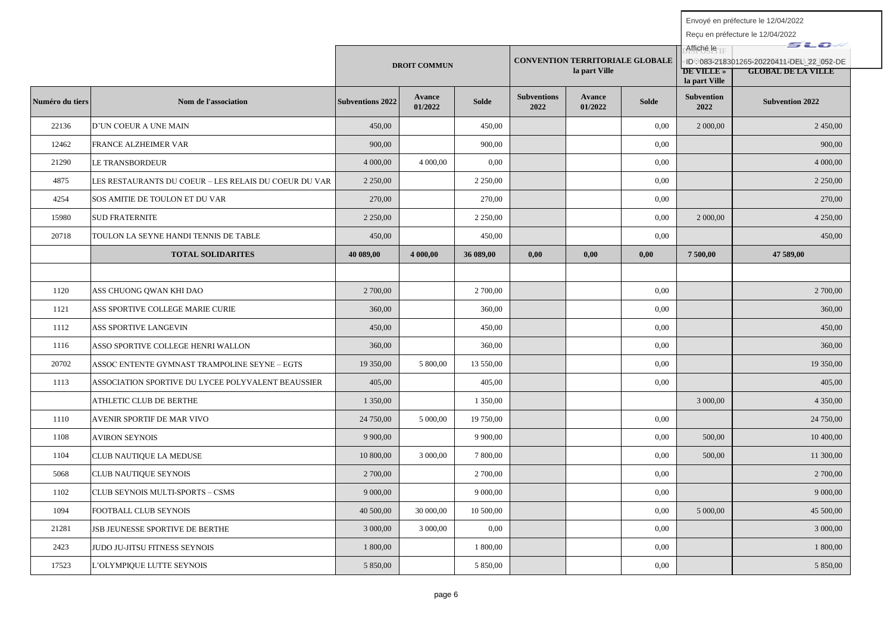Envoyé en préfecture le 12/04/2022

Reçu en préfecture le 12/04/2022

Affiché le

ID : 083-218301265-20220411-DEL_22_052-DE

| | | DROIT COMMUN | | | CONVENTION TERRITORIALE GLOBALE la part Ville | | | DISPOSITIF « DE VILLE » la part Ville | GLOBAL DE LA VILLE |
|---|---|---|---|---|---|---|---|---|---|
| Numéro du tiers | Nom de l'association | Subventions 2022 | Avance 01/2022 | Solde | Subventions 2022 | Avance 01/2022 | Solde | Subvention 2022 | Subvention 2022 |
| 22136 | D'UN COEUR A UNE MAIN | 450,00 | | 450,00 | | | 0,00 | 2 000,00 | 2 450,00 |
| 12462 | FRANCE ALZHEIMER VAR | 900,00 | | 900,00 | | | 0,00 | | 900,00 |
| 21290 | LE TRANSBORDEUR | 4 000,00 | 4 000,00 | 0,00 | | | 0,00 | | 4 000,00 |
| 4875 | LES RESTAURANTS DU COEUR – LES RELAIS DU COEUR DU VAR | 2 250,00 | | 2 250,00 | | | 0,00 | | 2 250,00 |
| 4254 | SOS AMITIE DE TOULON ET DU VAR | 270,00 | | 270,00 | | | 0,00 | | 270,00 |
| 15980 | SUD FRATERNITE | 2 250,00 | | 2 250,00 | | | 0,00 | 2 000,00 | 4 250,00 |
| 20718 | TOULON LA SEYNE HANDI TENNIS DE TABLE | 450,00 | | 450,00 | | | 0,00 | | 450,00 |
| | **TOTAL SOLIDARITES** | **40 089,00** | **4 000,00** | **36 089,00** | **0,00** | **0,00** | **0,00** | **7 500,00** | **47 589,00** |
| | | | | | | | | | |
| 1120 | ASS CHUONG QWAN KHI DAO | 2 700,00 | | 2 700,00 | | | 0,00 | | 2 700,00 |
| 1121 | ASS SPORTIVE COLLEGE MARIE CURIE | 360,00 | | 360,00 | | | 0,00 | | 360,00 |
| 1112 | ASS SPORTIVE LANGEVIN | 450,00 | | 450,00 | | | 0,00 | | 450,00 |
| 1116 | ASSO SPORTIVE COLLEGE HENRI WALLON | 360,00 | | 360,00 | | | 0,00 | | 360,00 |
| 20702 | ASSOC ENTENTE GYMNAST TRAMPOLINE SEYNE – EGTS | 19 350,00 | 5 800,00 | 13 550,00 | | | 0,00 | | 19 350,00 |
| 1113 | ASSOCIATION SPORTIVE DU LYCEE POLYVALENT BEAUSSIER | 405,00 | | 405,00 | | | 0,00 | | 405,00 |
| | ATHLETIC CLUB DE BERTHE | 1 350,00 | | 1 350,00 | | | | 3 000,00 | 4 350,00 |
| 1110 | AVENIR SPORTIF DE MAR VIVO | 24 750,00 | 5 000,00 | 19 750,00 | | | 0,00 | | 24 750,00 |
| 1108 | AVIRON SEYNOIS | 9 900,00 | | 9 900,00 | | | 0,00 | 500,00 | 10 400,00 |
| 1104 | CLUB NAUTIQUE LA MEDUSE | 10 800,00 | 3 000,00 | 7 800,00 | | | 0,00 | 500,00 | 11 300,00 |
| 5068 | CLUB NAUTIQUE SEYNOIS | 2 700,00 | | 2 700,00 | | | 0,00 | | 2 700,00 |
| 1102 | CLUB SEYNOIS MULTI-SPORTS – CSMS | 9 000,00 | | 9 000,00 | | | 0,00 | | 9 000,00 |
| 1094 | FOOTBALL CLUB SEYNOIS | 40 500,00 | 30 000,00 | 10 500,00 | | | 0,00 | 5 000,00 | 45 500,00 |
| 21281 | JSB JEUNESSE SPORTIVE DE BERTHE | 3 000,00 | 3 000,00 | 0,00 | | | 0,00 | | 3 000,00 |
| 2423 | JUDO JU-JITSU FITNESS SEYNOIS | 1 800,00 | | 1 800,00 | | | 0,00 | | 1 800,00 |
| 17523 | L'OLYMPIQUE LUTTE SEYNOIS | 5 850,00 | | 5 850,00 | | | 0,00 | | 5 850,00 |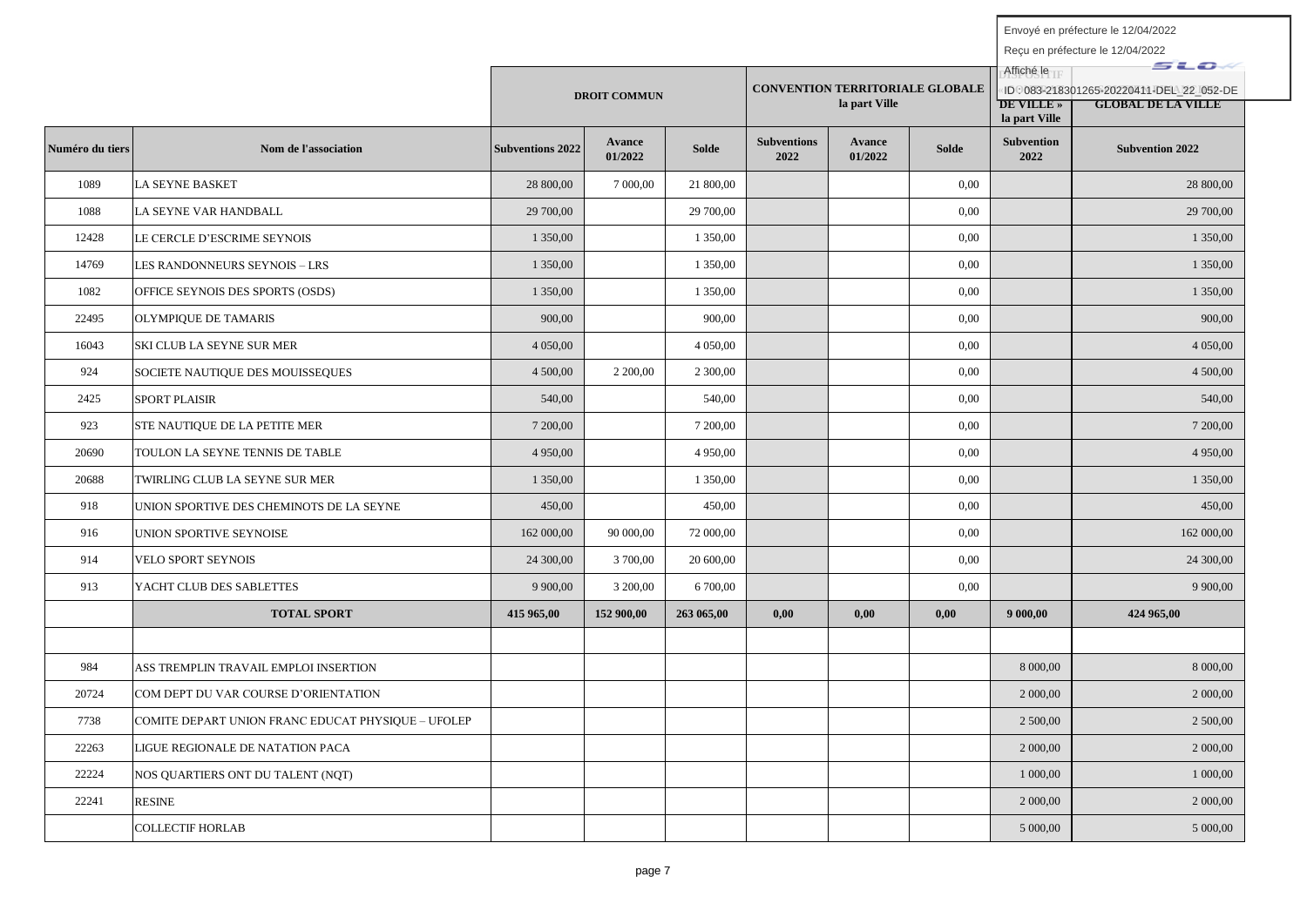Envoyé en préfecture le 12/04/2022

Reçu en préfecture le 12/04/2022

Affiché le

ID : 083-218301265-20220411-DEL_22_052-DE

| | | DROIT COMMUN | | | CONVENTION TERRITORIALE GLOBALE la part Ville | | | DISPOSITIF « DE VILLE » la part Ville | GLOBAL DE LA VILLE |
|---|---|---|---|---|---|---|---|---|---|
| Numéro du tiers | Nom de l'association | Subventions 2022 | Avance 01/2022 | Solde | Subventions 2022 | Avance 01/2022 | Solde | Subvention 2022 | Subvention 2022 |
| 1089 | LA SEYNE BASKET | 28 800,00 | 7 000,00 | 21 800,00 | | | 0,00 | | 28 800,00 |
| 1088 | LA SEYNE VAR HANDBALL | 29 700,00 | | 29 700,00 | | | 0,00 | | 29 700,00 |
| 12428 | LE CERCLE D'ESCRIME SEYNOIS | 1 350,00 | | 1 350,00 | | | 0,00 | | 1 350,00 |
| 14769 | LES RANDONNEURS SEYNOIS – LRS | 1 350,00 | | 1 350,00 | | | 0,00 | | 1 350,00 |
| 1082 | OFFICE SEYNOIS DES SPORTS (OSDS) | 1 350,00 | | 1 350,00 | | | 0,00 | | 1 350,00 |
| 22495 | OLYMPIQUE DE TAMARIS | 900,00 | | 900,00 | | | 0,00 | | 900,00 |
| 16043 | SKI CLUB LA SEYNE SUR MER | 4 050,00 | | 4 050,00 | | | 0,00 | | 4 050,00 |
| 924 | SOCIETE NAUTIQUE DES MOUISSEQUES | 4 500,00 | 2 200,00 | 2 300,00 | | | 0,00 | | 4 500,00 |
| 2425 | SPORT PLAISIR | 540,00 | | 540,00 | | | 0,00 | | 540,00 |
| 923 | STE NAUTIQUE DE LA PETITE MER | 7 200,00 | | 7 200,00 | | | 0,00 | | 7 200,00 |
| 20690 | TOULON LA SEYNE TENNIS DE TABLE | 4 950,00 | | 4 950,00 | | | 0,00 | | 4 950,00 |
| 20688 | TWIRLING CLUB LA SEYNE SUR MER | 1 350,00 | | 1 350,00 | | | 0,00 | | 1 350,00 |
| 918 | UNION SPORTIVE DES CHEMINOTS DE LA SEYNE | 450,00 | | 450,00 | | | 0,00 | | 450,00 |
| 916 | UNION SPORTIVE SEYNOISE | 162 000,00 | 90 000,00 | 72 000,00 | | | 0,00 | | 162 000,00 |
| 914 | VELO SPORT SEYNOIS | 24 300,00 | 3 700,00 | 20 600,00 | | | 0,00 | | 24 300,00 |
| 913 | YACHT CLUB DES SABLETTES | 9 900,00 | 3 200,00 | 6 700,00 | | | 0,00 | | 9 900,00 |
| | **TOTAL SPORT** | **415 965,00** | **152 900,00** | **263 065,00** | **0,00** | **0,00** | **0,00** | **9 000,00** | **424 965,00** |
| | | | | | | | | | |
| 984 | ASS TREMPLIN TRAVAIL EMPLOI INSERTION | | | | | | | 8 000,00 | 8 000,00 |
| 20724 | COM DEPT DU VAR COURSE D'ORIENTATION | | | | | | | 2 000,00 | 2 000,00 |
| 7738 | COMITE DEPART UNION FRANC EDUCAT PHYSIQUE – UFOLEP | | | | | | | 2 500,00 | 2 500,00 |
| 22263 | LIGUE REGIONALE DE NATATION PACA | | | | | | | 2 000,00 | 2 000,00 |
| 22224 | NOS QUARTIERS ONT DU TALENT (NQT) | | | | | | | 1 000,00 | 1 000,00 |
| 22241 | RESINE | | | | | | | 2 000,00 | 2 000,00 |
| | COLLECTIF HORLAB | | | | | | | 5 000,00 | 5 000,00 |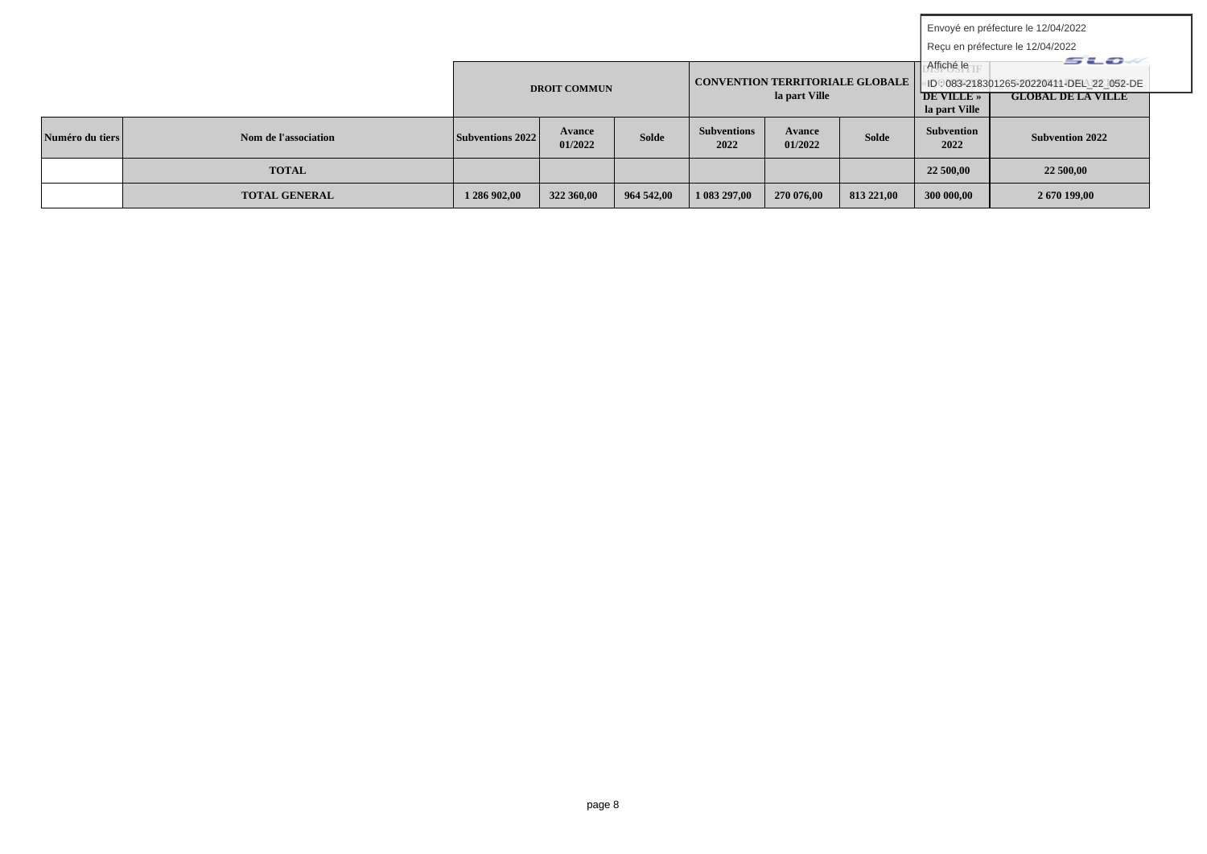Envoyé en préfecture le 12/04/2022

Reçu en préfecture le 12/04/2022

Affiché le

ID : 083-218301265-20220411-DEL_22_052-DE

| | | DROIT COMMUN | | | CONVENTION TERRITORIALE GLOBALE la part Ville | | | DISPOSITIF « ... DE VILLE » la part Ville | ... GLOBAL DE LA VILLE |
|---|---|---|---|---|---|---|---|---|---|
| **Numéro du tiers** | **Nom de l'association** | **Subventions 2022** | **Avance 01/2022** | **Solde** | **Subventions 2022** | **Avance 01/2022** | **Solde** | **Subvention 2022** | **Subvention 2022** |
| | **TOTAL** | | | | | | | **22 500,00** | **22 500,00** |
| | **TOTAL GENERAL** | **1 286 902,00** | **322 360,00** | **964 542,00** | **1 083 297,00** | **270 076,00** | **813 221,00** | **300 000,00** | **2 670 199,00** |